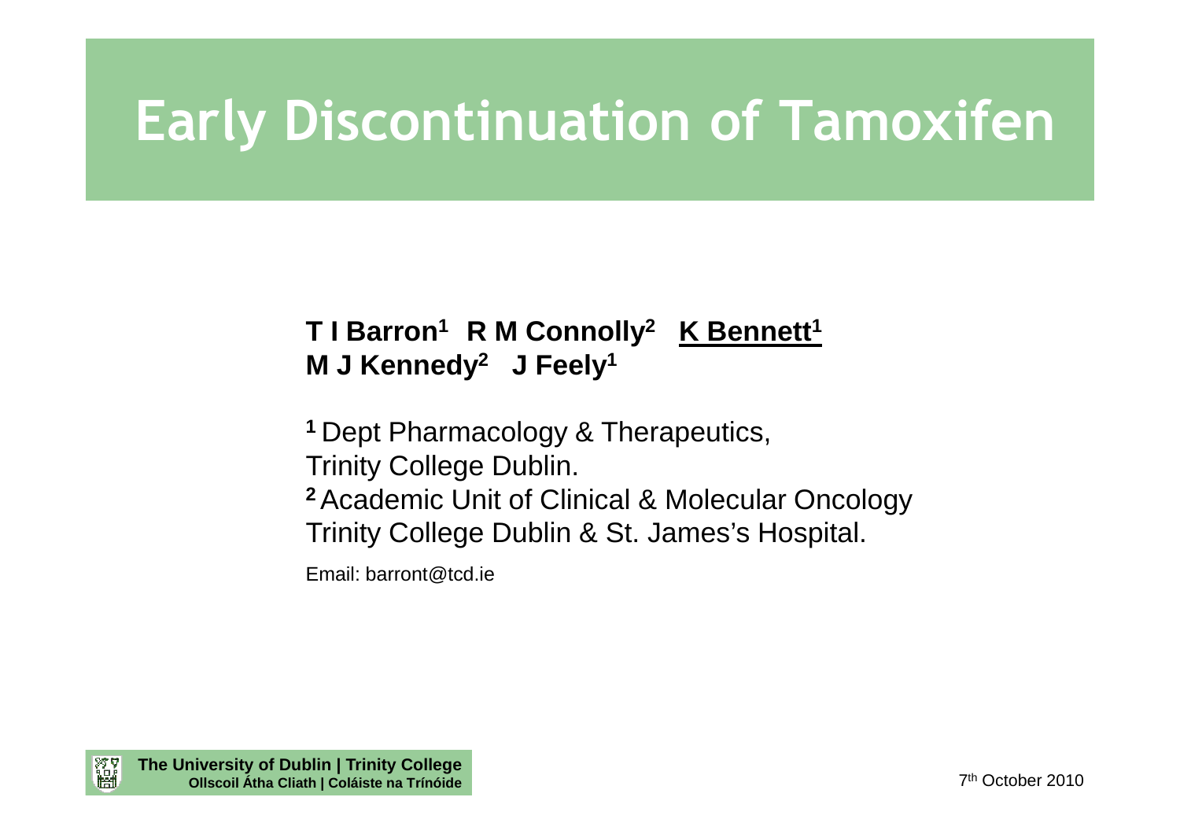# Early Discontinuation of Tamoxifen

**T I Barron[1] R M Connolly[2] <u>K Bennett[1]</u>**
**M J Kennedy[2] J Feely[1]**

**[1]** Dept Pharmacology & Therapeutics,
Trinity College Dublin.
**[2]** Academic Unit of Clinical & Molecular Oncology
Trinity College Dublin & St. James's Hospital.

Email: barront@tcd.ie

**The University of Dublin | Trinity College**
**Ollscoil Átha Cliath | Coláiste na Tríonóide**

7th October 2010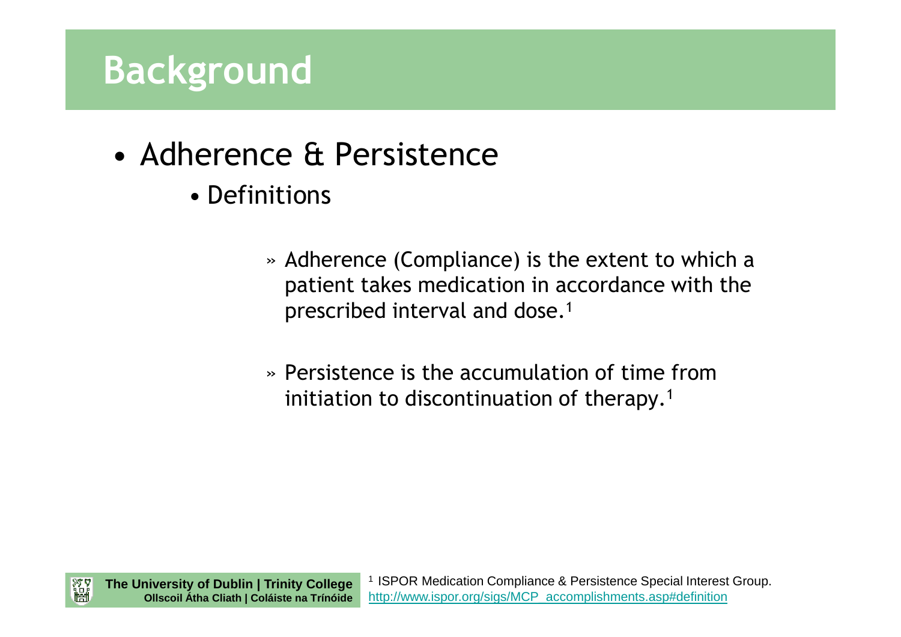# Background

- Adherence & Persistence
  - Definitions

    » Adherence (Compliance) is the extent to which a patient takes medication in accordance with the prescribed interval and dose.[1]

    » Persistence is the accumulation of time from initiation to discontinuation of therapy.[1]

[1] ISPOR Medication Compliance & Persistence Special Interest Group. http://www.ispor.org/sigs/MCP_accomplishments.asp#definition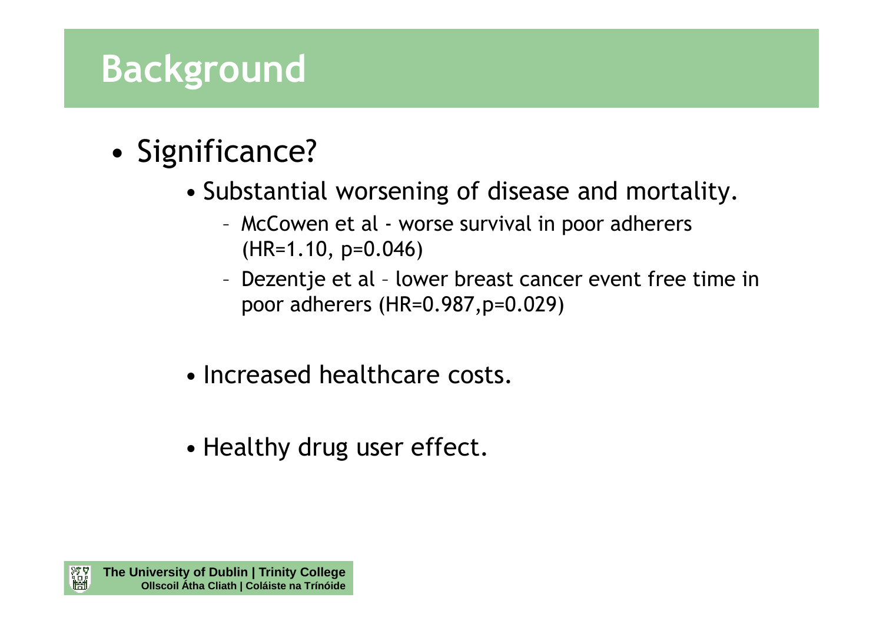# Background

- Significance?
  - Substantial worsening of disease and mortality.
    - McCowen et al - worse survival in poor adherers (HR=1.10, p=0.046)
    - Dezentje et al – lower breast cancer event free time in poor adherers (HR=0.987,p=0.029)
  - Increased healthcare costs.
  - Healthy drug user effect.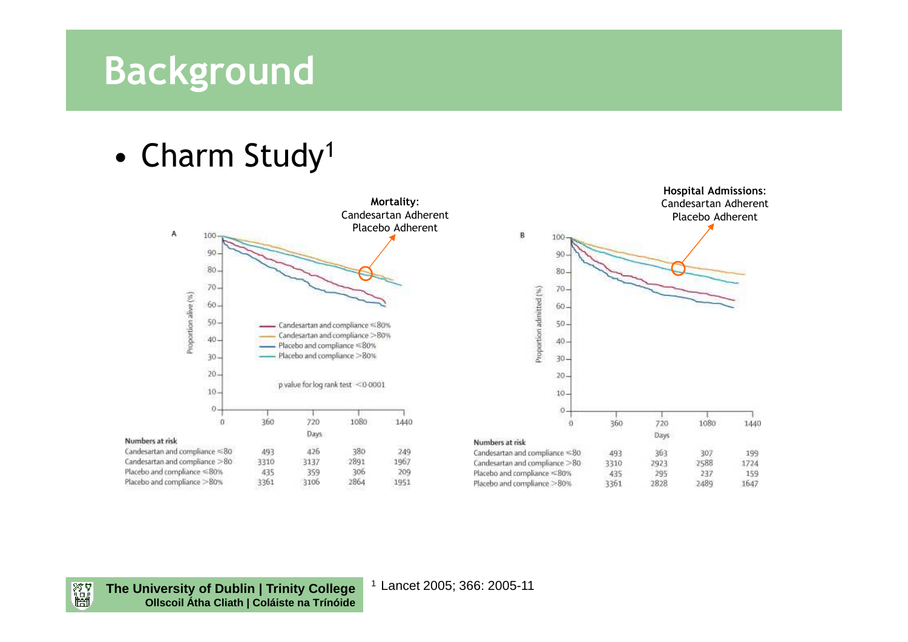# Background

- Charm Study[1]

**Mortality:**
Candesartan Adherent
Placebo Adherent

A

| Numbers at risk | 0 | 360 | 720 | 1080 |
|---|---|---|---|---|
| Candesartan and compliance ≤80 | 493 | 426 | 380 | 249 |
| Candesartan and compliance >80 | 3310 | 3137 | 2891 | 1967 |
| Placebo and compliance ≤80% | 435 | 359 | 306 | 209 |
| Placebo and compliance >80% | 3361 | 3106 | 2864 | 1951 |

p value for log rank test <0·0001

**Hospital Admissions:**
Candesartan Adherent
Placebo Adherent

B

| Numbers at risk | 0 | 360 | 720 | 1080 |
|---|---|---|---|---|
| Candesartan and compliance ≤80 | 493 | 363 | 307 | 199 |
| Candesartan and compliance >80 | 3310 | 2923 | 2588 | 1724 |
| Placebo and compliance ≤80% | 435 | 295 | 237 | 159 |
| Placebo and compliance >80% | 3361 | 2828 | 2489 | 1647 |

[1] Lancet 2005; 366: 2005-11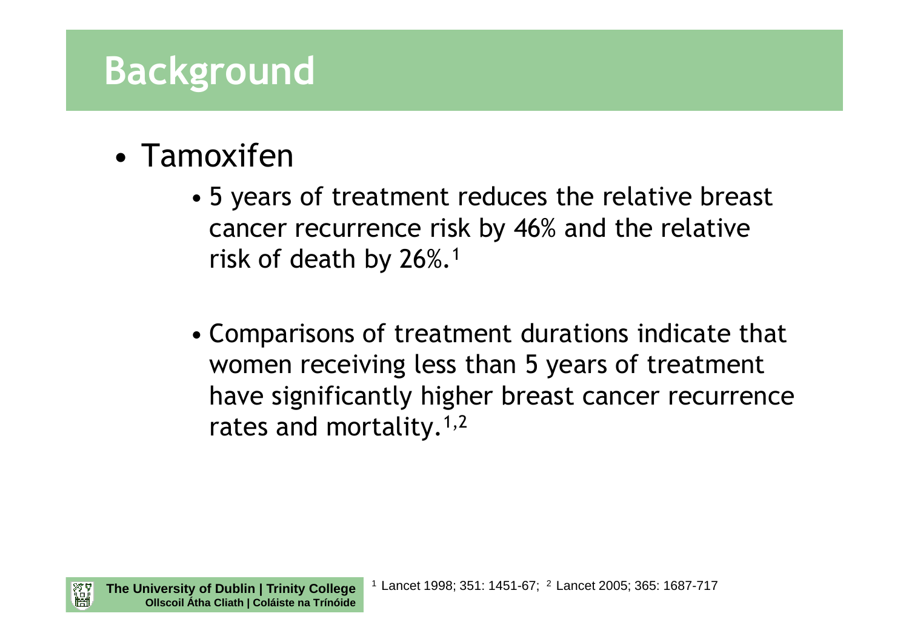# Background

- Tamoxifen
  - 5 years of treatment reduces the relative breast cancer recurrence risk by 46% and the relative risk of death by 26%.[1]
  - Comparisons of treatment durations indicate that women receiving less than 5 years of treatment have significantly higher breast cancer recurrence rates and mortality.[1,2]

[1] Lancet 1998; 351: 1451-67; [2] Lancet 2005; 365: 1687-717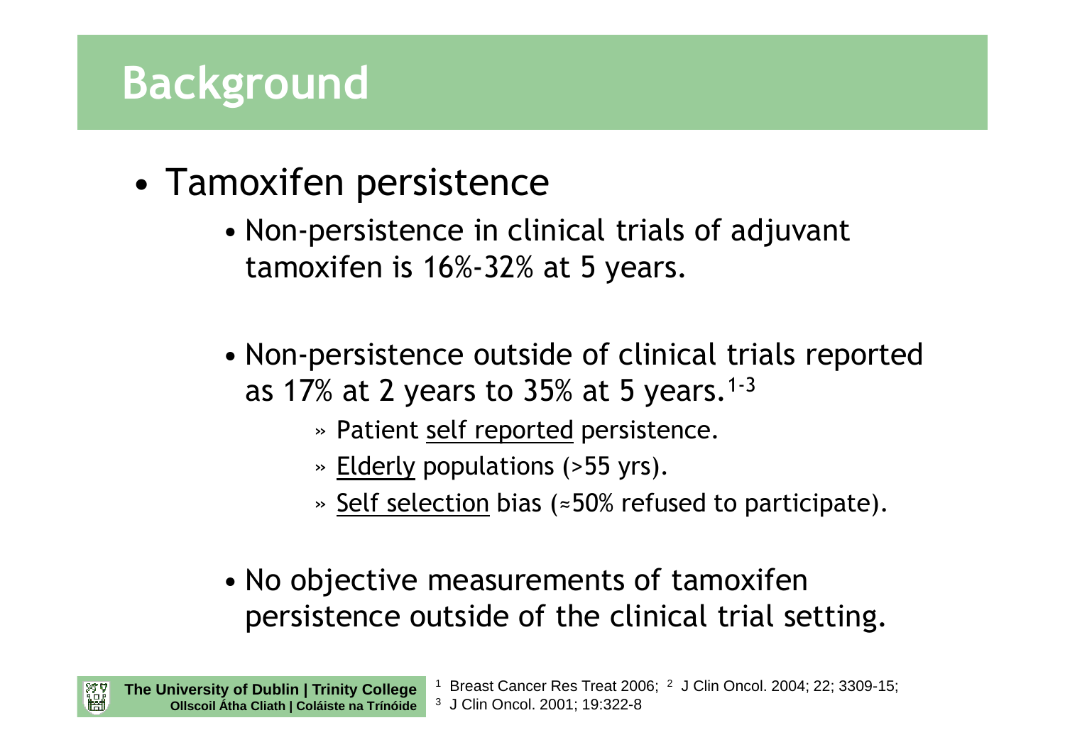# Background

- Tamoxifen persistence
  - Non-persistence in clinical trials of adjuvant tamoxifen is 16%-32% at 5 years.
  - Non-persistence outside of clinical trials reported as 17% at 2 years to 35% at 5 years.[1-3]
    - » Patient self reported persistence.
    - » Elderly populations (>55 yrs).
    - » Self selection bias (≈50% refused to participate).
  - No objective measurements of tamoxifen persistence outside of the clinical trial setting.

[1] Breast Cancer Res Treat 2006; [2] J Clin Oncol. 2004; 22; 3309-15; [3] J Clin Oncol. 2001; 19:322-8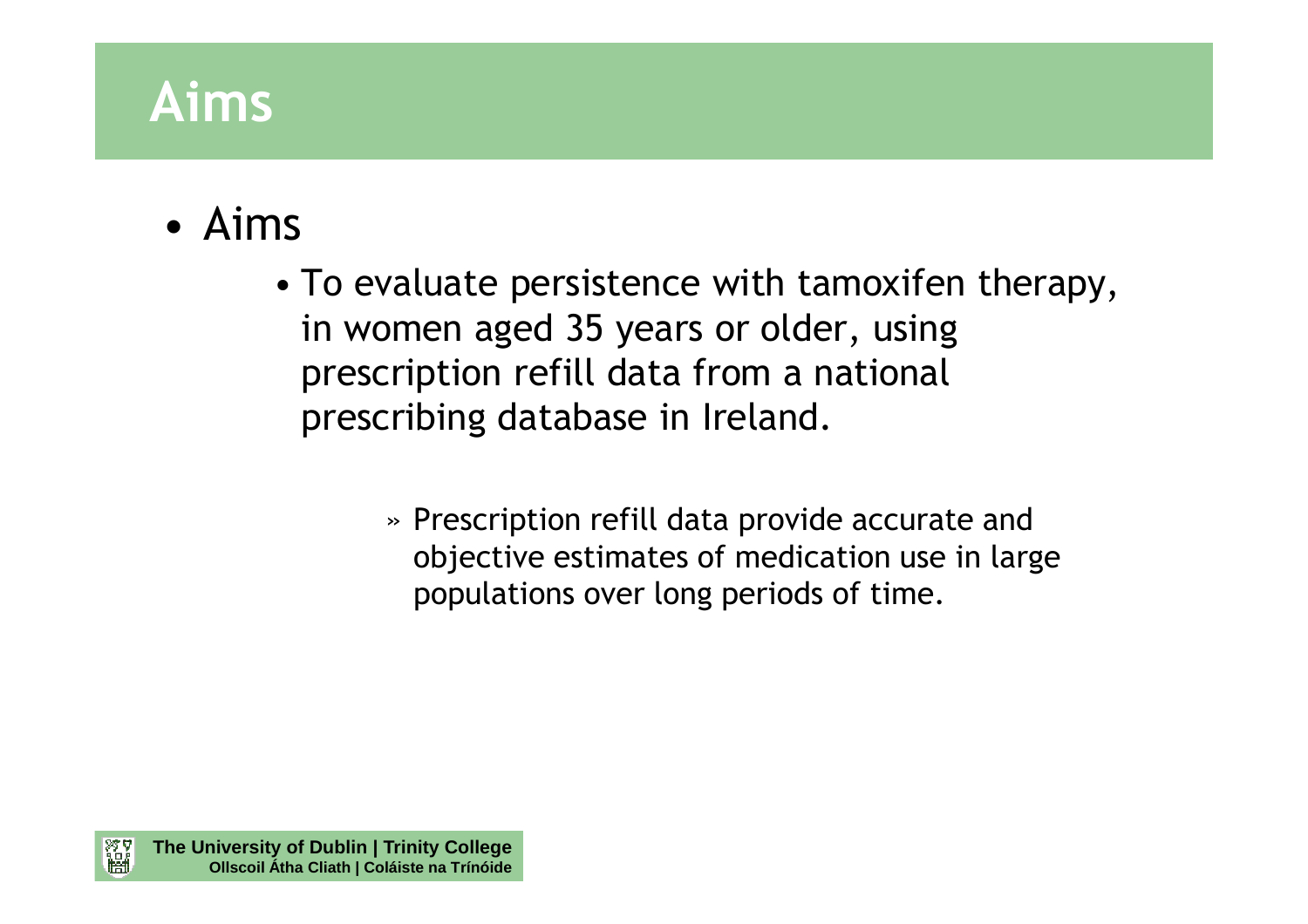# Aims

- Aims
  - To evaluate persistence with tamoxifen therapy, in women aged 35 years or older, using prescription refill data from a national prescribing database in Ireland.
    - » Prescription refill data provide accurate and objective estimates of medication use in large populations over long periods of time.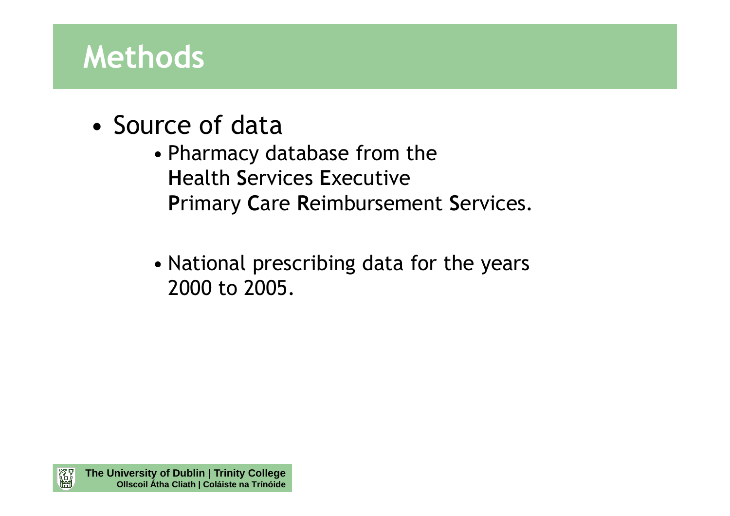# Methods

- Source of data
  - Pharmacy database from the **H**ealth **S**ervices **E**xecutive **P**rimary **C**are **R**eimbursement **S**ervices.
  - National prescribing data for the years 2000 to 2005.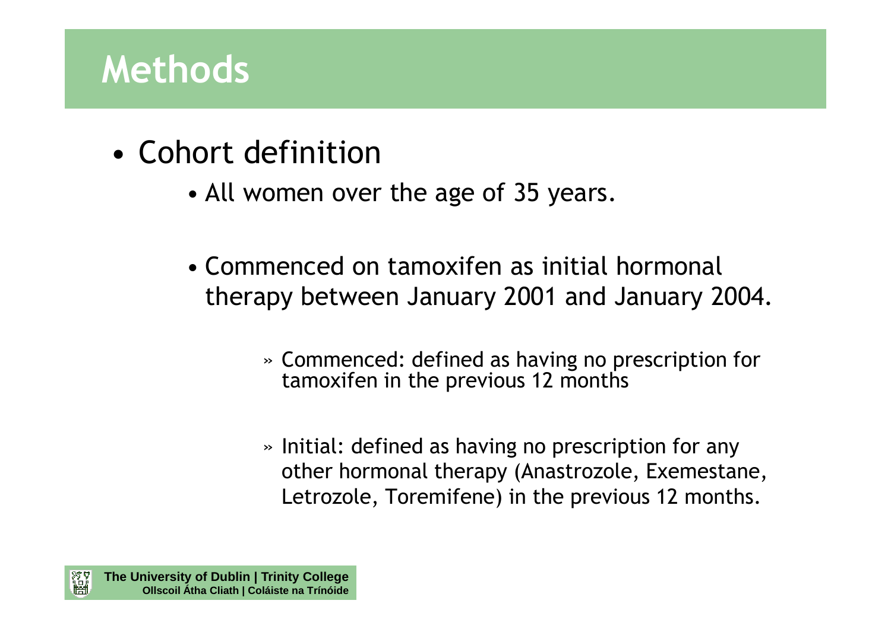# Methods

- Cohort definition
  - All women over the age of 35 years.
  - Commenced on tamoxifen as initial hormonal therapy between January 2001 and January 2004.
    - » Commenced: defined as having no prescription for tamoxifen in the previous 12 months
    - » Initial: defined as having no prescription for any other hormonal therapy (Anastrozole, Exemestane, Letrozole, Toremifene) in the previous 12 months.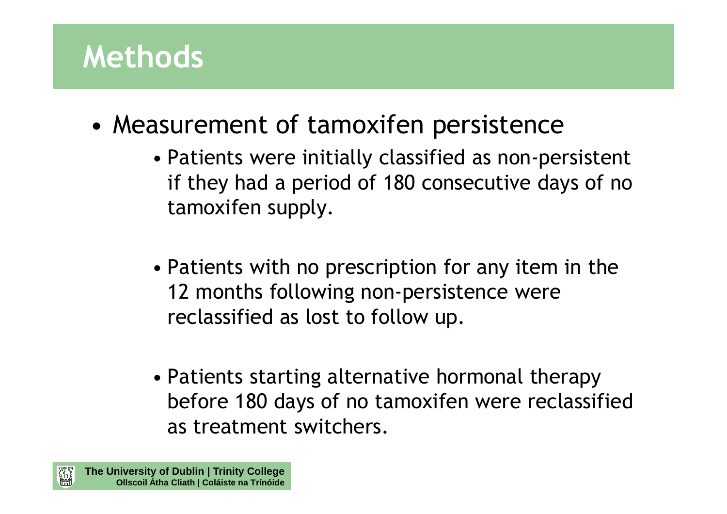# Methods

- Measurement of tamoxifen persistence
  - Patients were initially classified as non-persistent if they had a period of 180 consecutive days of no tamoxifen supply.
  - Patients with no prescription for any item in the 12 months following non-persistence were reclassified as lost to follow up.
  - Patients starting alternative hormonal therapy before 180 days of no tamoxifen were reclassified as treatment switchers.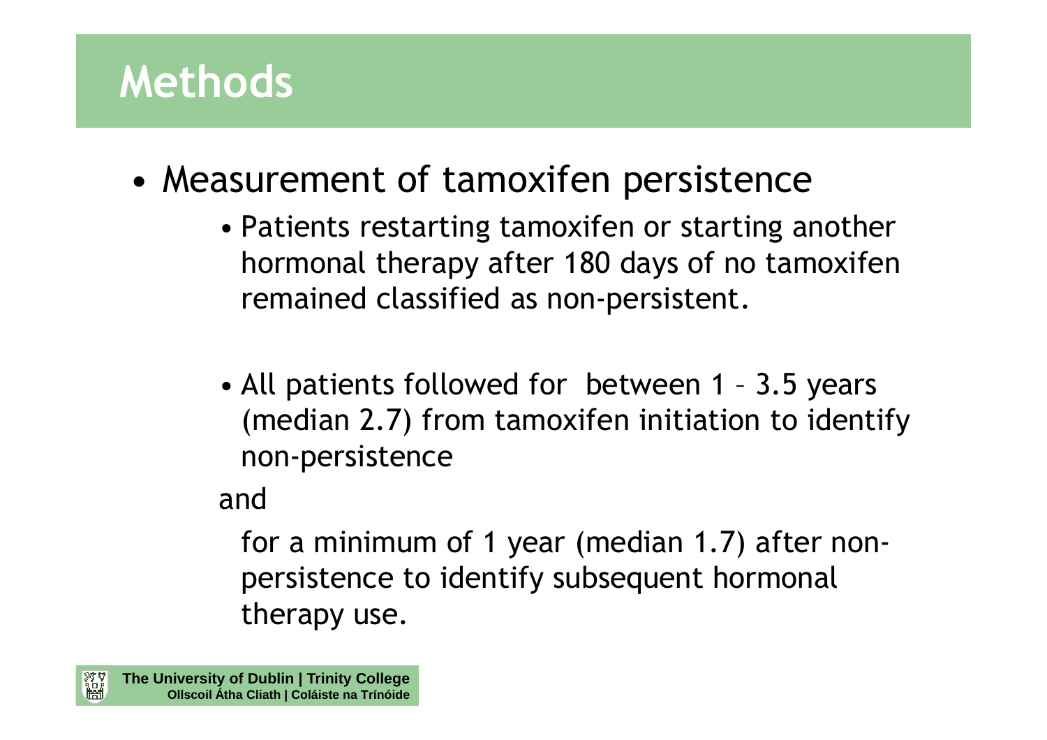# Methods

- Measurement of tamoxifen persistence
  - Patients restarting tamoxifen or starting another hormonal therapy after 180 days of no tamoxifen remained classified as non-persistent.

  - All patients followed for between 1 – 3.5 years (median 2.7) from tamoxifen initiation to identify non-persistence

    and

    for a minimum of 1 year (median 1.7) after non-persistence to identify subsequent hormonal therapy use.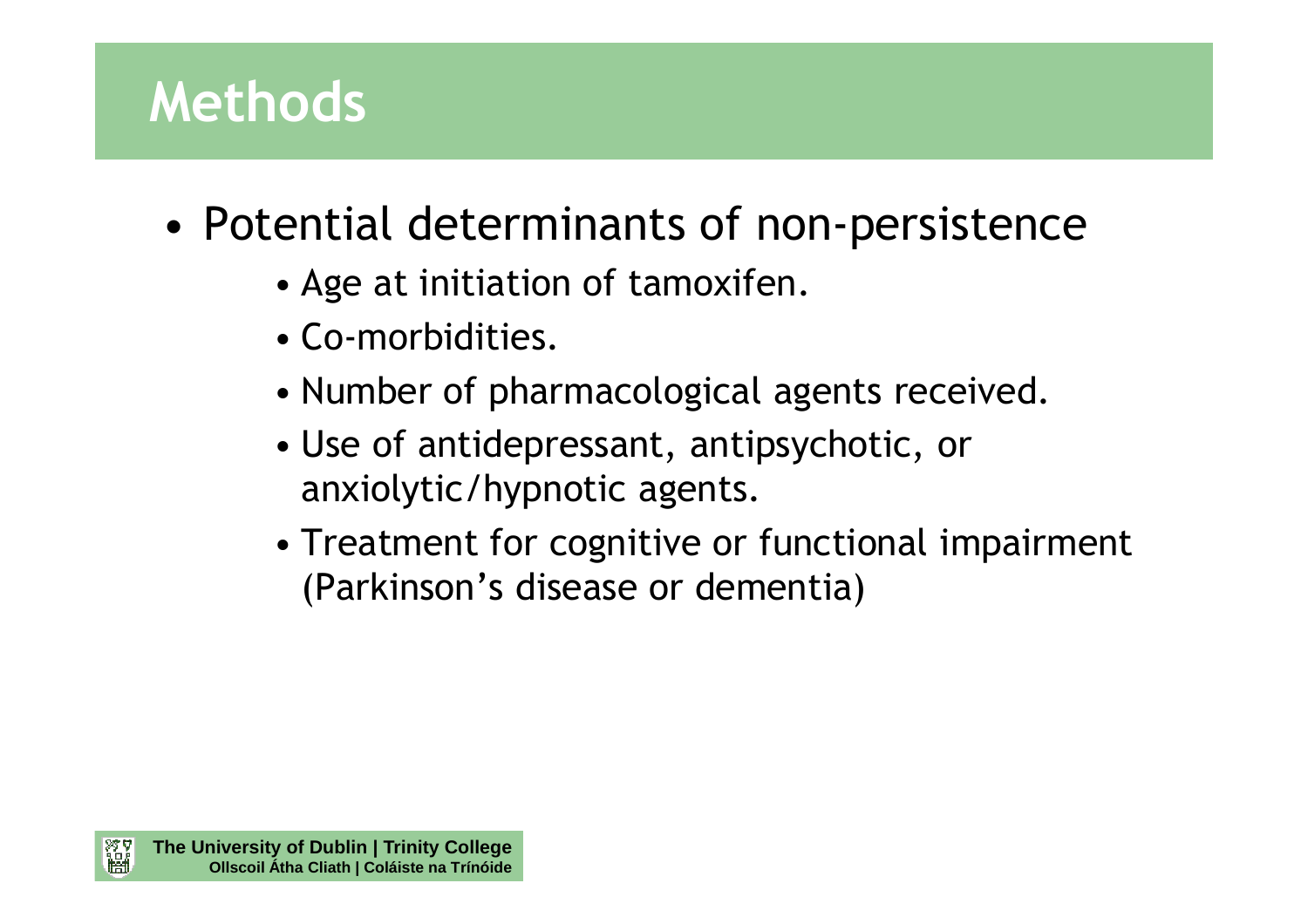# Methods

- Potential determinants of non-persistence
  - Age at initiation of tamoxifen.
  - Co-morbidities.
  - Number of pharmacological agents received.
  - Use of antidepressant, antipsychotic, or anxiolytic/hypnotic agents.
  - Treatment for cognitive or functional impairment (Parkinson's disease or dementia)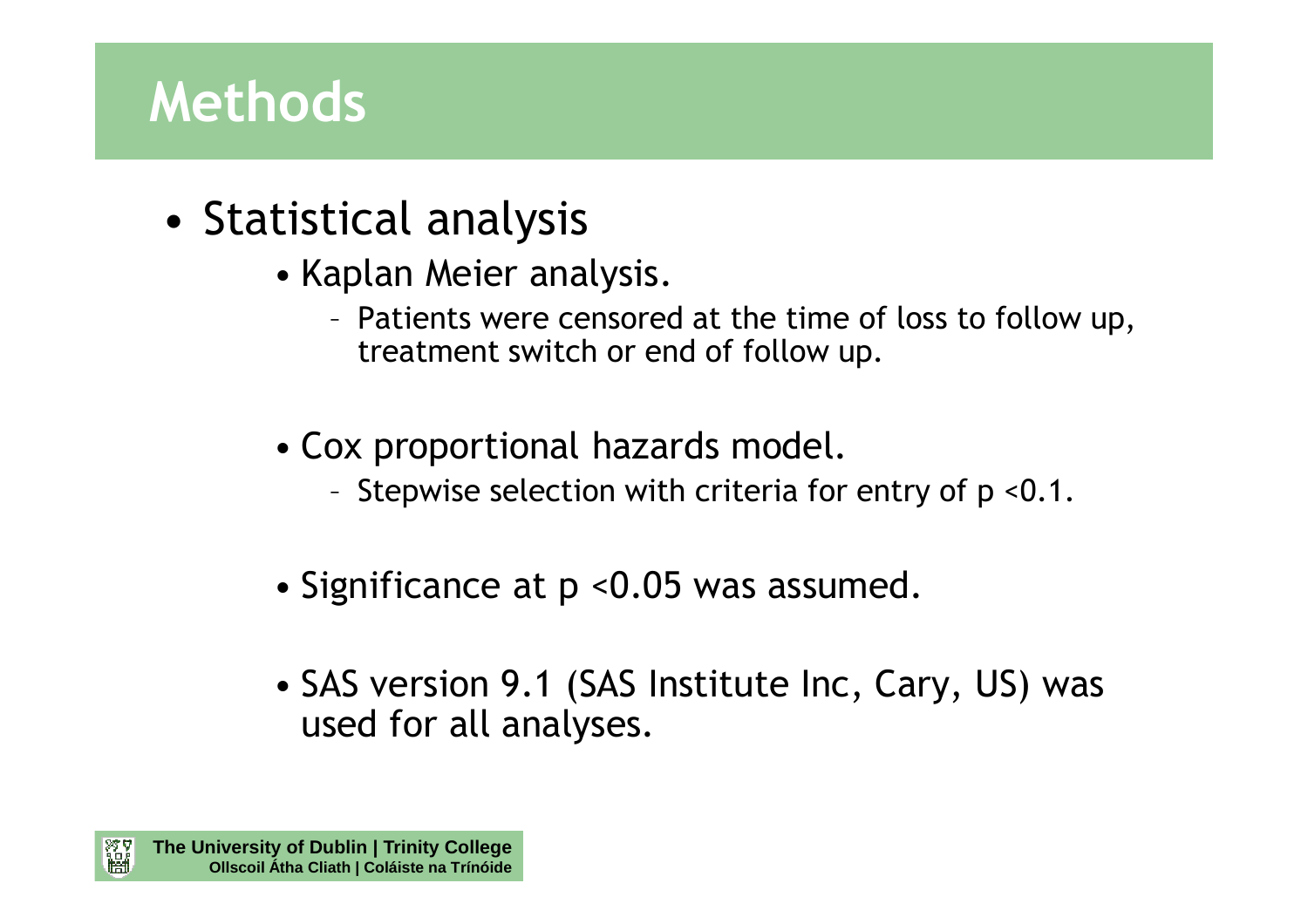# Methods

- Statistical analysis
  - Kaplan Meier analysis.
    - Patients were censored at the time of loss to follow up, treatment switch or end of follow up.
  - Cox proportional hazards model.
    - Stepwise selection with criteria for entry of $p < 0.1$.
  - Significance at $p < 0.05$ was assumed.
  - SAS version 9.1 (SAS Institute Inc, Cary, US) was used for all analyses.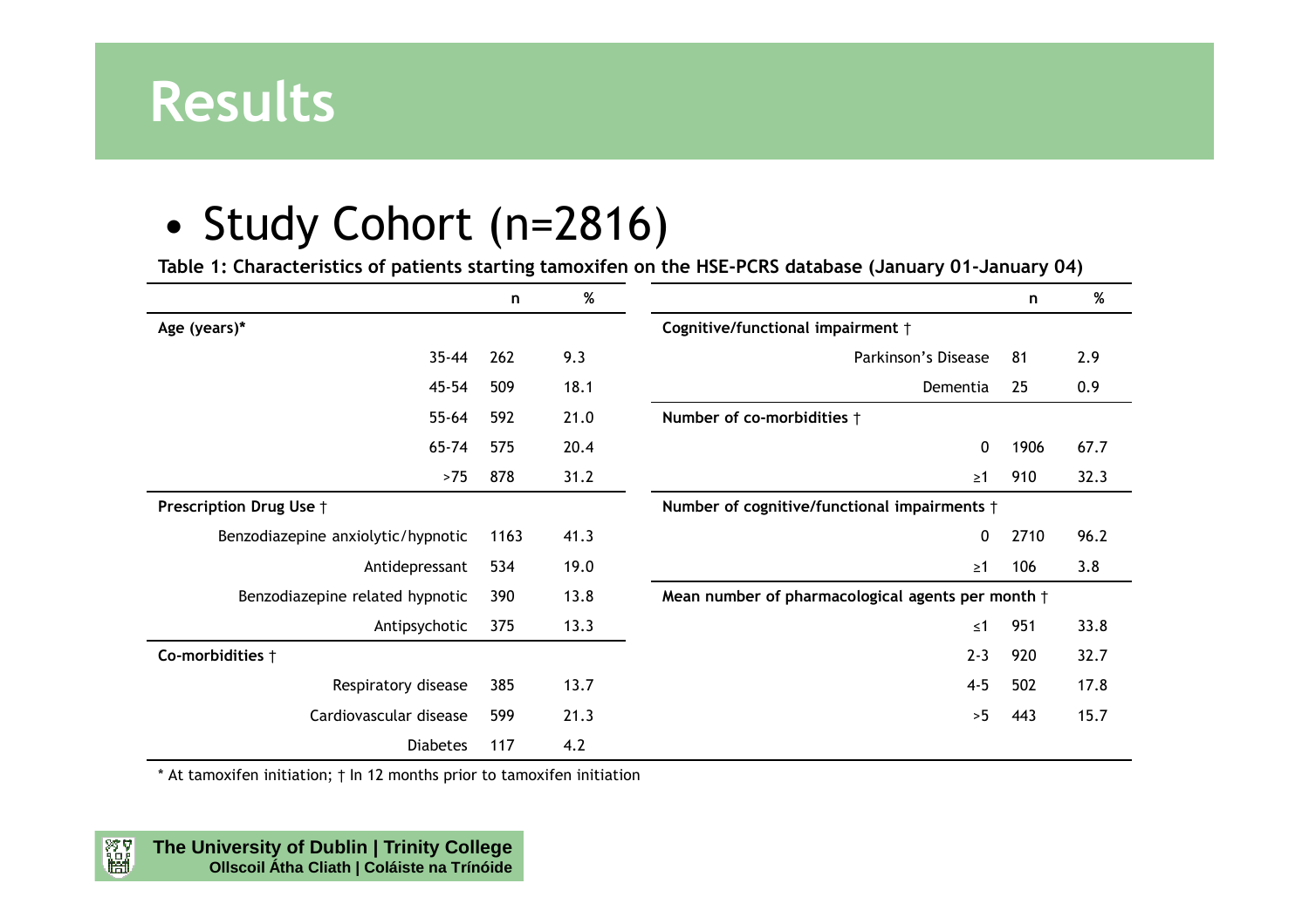# Results

- Study Cohort (n=2816)

**Table 1: Characteristics of patients starting tamoxifen on the HSE-PCRS database (January 01-January 04)**

| | n | % | | n | % |
|---|---|---|---|---|---|
| **Age (years)*** | | | **Cognitive/functional impairment †** | | |
| 35-44 | 262 | 9.3 | Parkinson's Disease | 81 | 2.9 |
| 45-54 | 509 | 18.1 | Dementia | 25 | 0.9 |
| 55-64 | 592 | 21.0 | **Number of co-morbidities †** | | |
| 65-74 | 575 | 20.4 | 0 | 1906 | 67.7 |
| >75 | 878 | 31.2 | ≥1 | 910 | 32.3 |
| **Prescription Drug Use †** | | | **Number of cognitive/functional impairments †** | | |
| Benzodiazepine anxiolytic/hypnotic | 1163 | 41.3 | 0 | 2710 | 96.2 |
| Antidepressant | 534 | 19.0 | ≥1 | 106 | 3.8 |
| Benzodiazepine related hypnotic | 390 | 13.8 | **Mean number of pharmacological agents per month †** | | |
| Antipsychotic | 375 | 13.3 | ≤1 | 951 | 33.8 |
| **Co-morbidities †** | | | 2-3 | 920 | 32.7 |
| Respiratory disease | 385 | 13.7 | 4-5 | 502 | 17.8 |
| Cardiovascular disease | 599 | 21.3 | >5 | 443 | 15.7 |
| Diabetes | 117 | 4.2 | | | |

* At tamoxifen initiation; † In 12 months prior to tamoxifen initiation

**The University of Dublin | Trinity College**
**Ollscoil Átha Cliath | Coláiste na Tríonóide**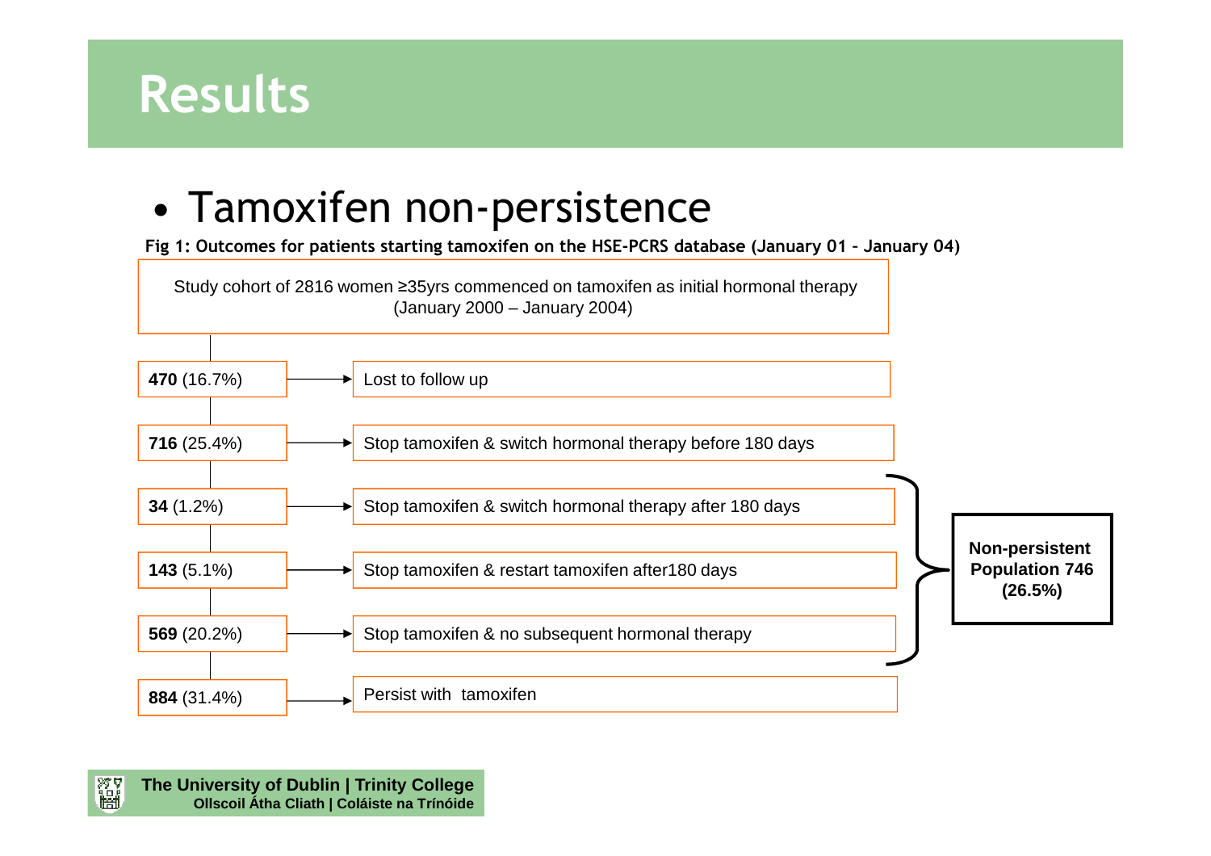# Results

- Tamoxifen non-persistence

**Fig 1: Outcomes for patients starting tamoxifen on the HSE-PCRS database (January 01 – January 04)**

Study cohort of 2816 women ≥35yrs commenced on tamoxifen as initial hormonal therapy (January 2000 – January 2004)

| Number (%) | Outcome |
|---|---|
| **470** (16.7%) | Lost to follow up |
| **716** (25.4%) | Stop tamoxifen & switch hormonal therapy before 180 days |
| **34** (1.2%) | Stop tamoxifen & switch hormonal therapy after 180 days |
| **143** (5.1%) | Stop tamoxifen & restart tamoxifen after180 days |
| **569** (20.2%) | Stop tamoxifen & no subsequent hormonal therapy |
| **884** (31.4%) | Persist with tamoxifen |

**Non-persistent Population 746 (26.5%)** (comprising the 34, 143 and 569 groups)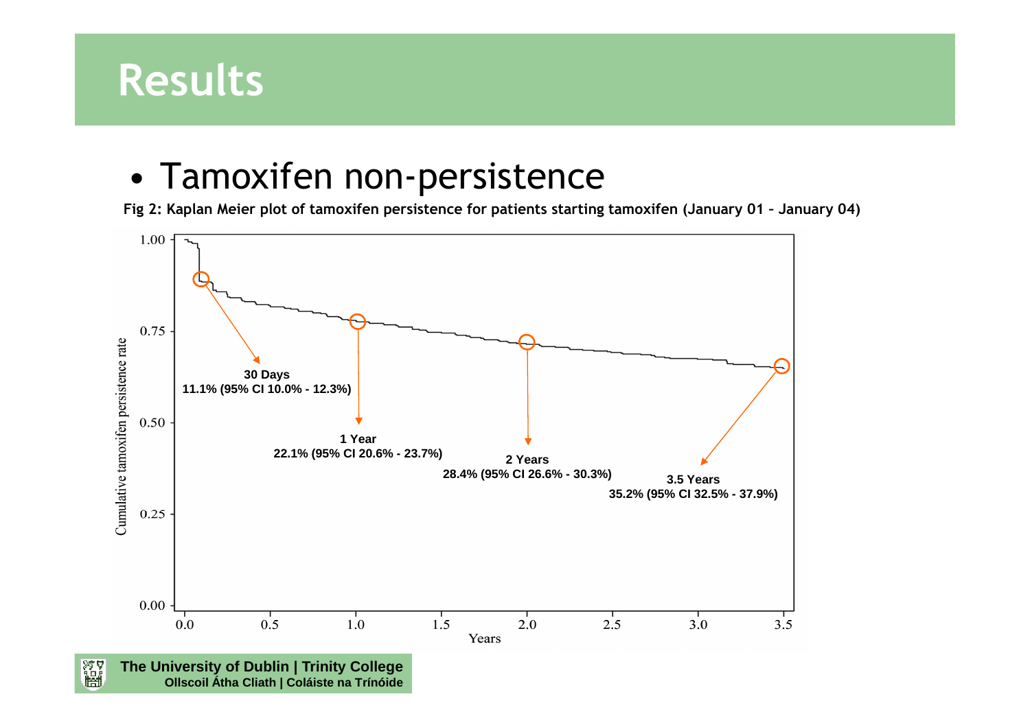# Results

- Tamoxifen non-persistence

**Fig 2: Kaplan Meier plot of tamoxifen persistence for patients starting tamoxifen (January 01 – January 04)**

**30 Days**
**11.1% (95% CI 10.0% - 12.3%)**

**1 Year**
**22.1% (95% CI 20.6% - 23.7%)**

**2 Years**
**28.4% (95% CI 26.6% - 30.3%)**

**3.5 Years**
**35.2% (95% CI 32.5% - 37.9%)**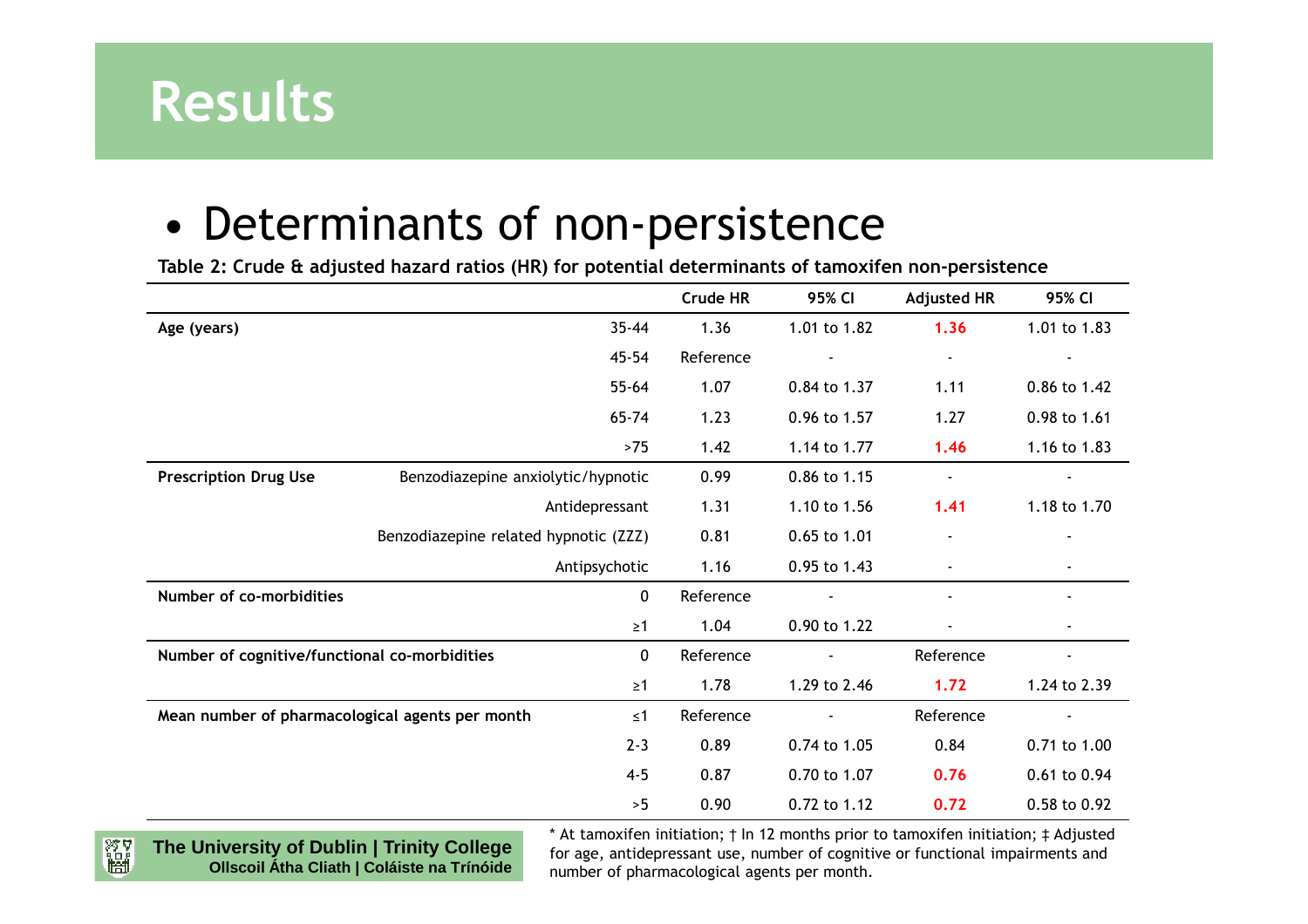# Results

- Determinants of non-persistence

**Table 2: Crude & adjusted hazard ratios (HR) for potential determinants of tamoxifen non-persistence**

| | | Crude HR | 95% CI | Adjusted HR | 95% CI |
|---|---|---|---|---|---|
| **Age (years)** | 35-44 | 1.36 | 1.01 to 1.82 | **1.36** | 1.01 to 1.83 |
| | 45-54 | Reference | - | - | - |
| | 55-64 | 1.07 | 0.84 to 1.37 | 1.11 | 0.86 to 1.42 |
| | 65-74 | 1.23 | 0.96 to 1.57 | 1.27 | 0.98 to 1.61 |
| | >75 | 1.42 | 1.14 to 1.77 | **1.46** | 1.16 to 1.83 |
| **Prescription Drug Use** | Benzodiazepine anxiolytic/hypnotic | 0.99 | 0.86 to 1.15 | - | - |
| | Antidepressant | 1.31 | 1.10 to 1.56 | **1.41** | 1.18 to 1.70 |
| | Benzodiazepine related hypnotic (ZZZ) | 0.81 | 0.65 to 1.01 | - | - |
| | Antipsychotic | 1.16 | 0.95 to 1.43 | - | - |
| **Number of co-morbidities** | 0 | Reference | - | - | - |
| | ≥1 | 1.04 | 0.90 to 1.22 | - | - |
| **Number of cognitive/functional co-morbidities** | 0 | Reference | - | Reference | - |
| | ≥1 | 1.78 | 1.29 to 2.46 | **1.72** | 1.24 to 2.39 |
| **Mean number of pharmacological agents per month** | ≤1 | Reference | - | Reference | - |
| | 2-3 | 0.89 | 0.74 to 1.05 | 0.84 | 0.71 to 1.00 |
| | 4-5 | 0.87 | 0.70 to 1.07 | **0.76** | 0.61 to 0.94 |
| | >5 | 0.90 | 0.72 to 1.12 | **0.72** | 0.58 to 0.92 |

* At tamoxifen initiation; † In 12 months prior to tamoxifen initiation; ‡ Adjusted for age, antidepressant use, number of cognitive or functional impairments and number of pharmacological agents per month.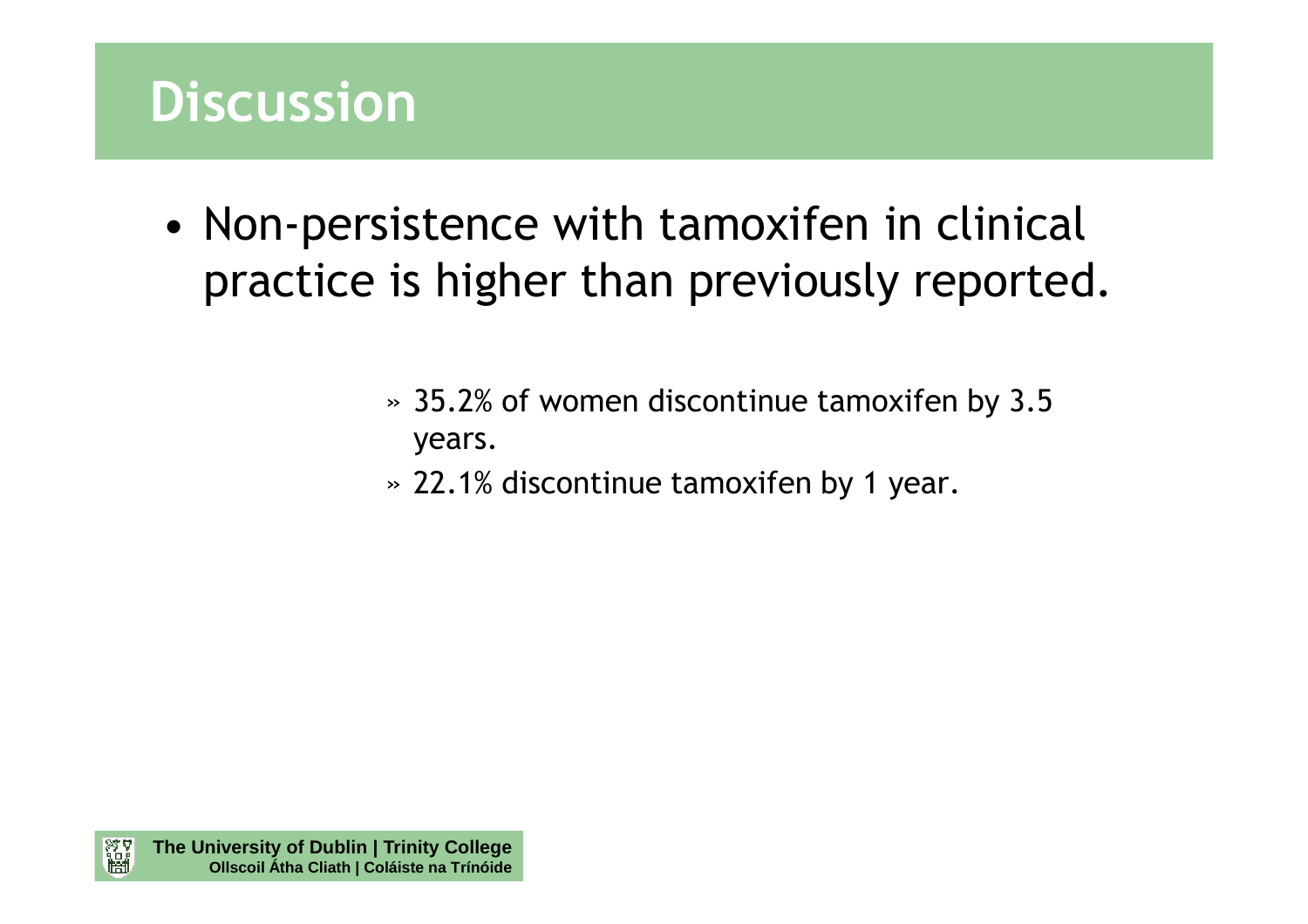# Discussion

- Non-persistence with tamoxifen in clinical practice is higher than previously reported.
  - 35.2% of women discontinue tamoxifen by 3.5 years.
  - 22.1% discontinue tamoxifen by 1 year.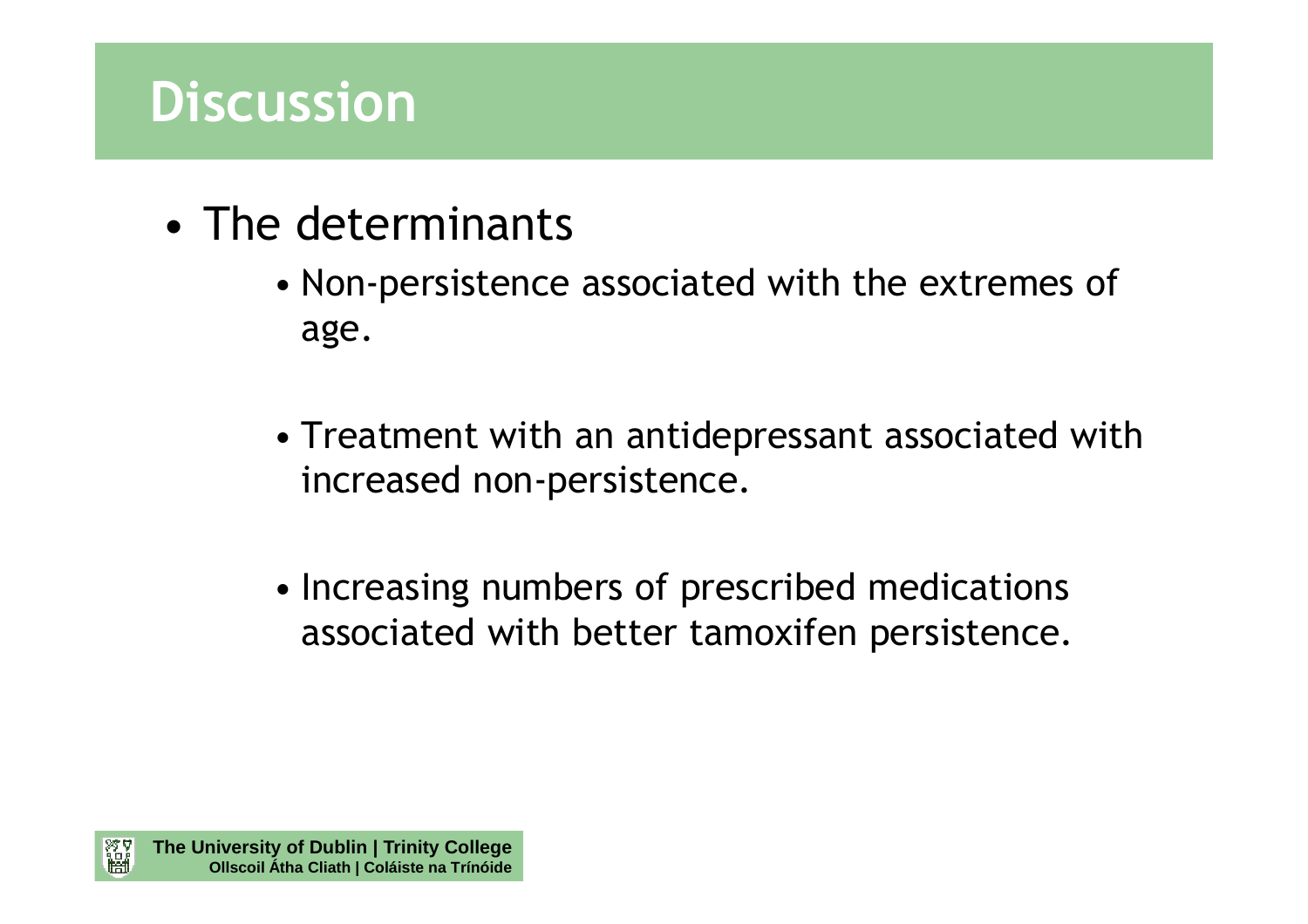# Discussion

- The determinants
  - Non-persistence associated with the extremes of age.
  - Treatment with an antidepressant associated with increased non-persistence.
  - Increasing numbers of prescribed medications associated with better tamoxifen persistence.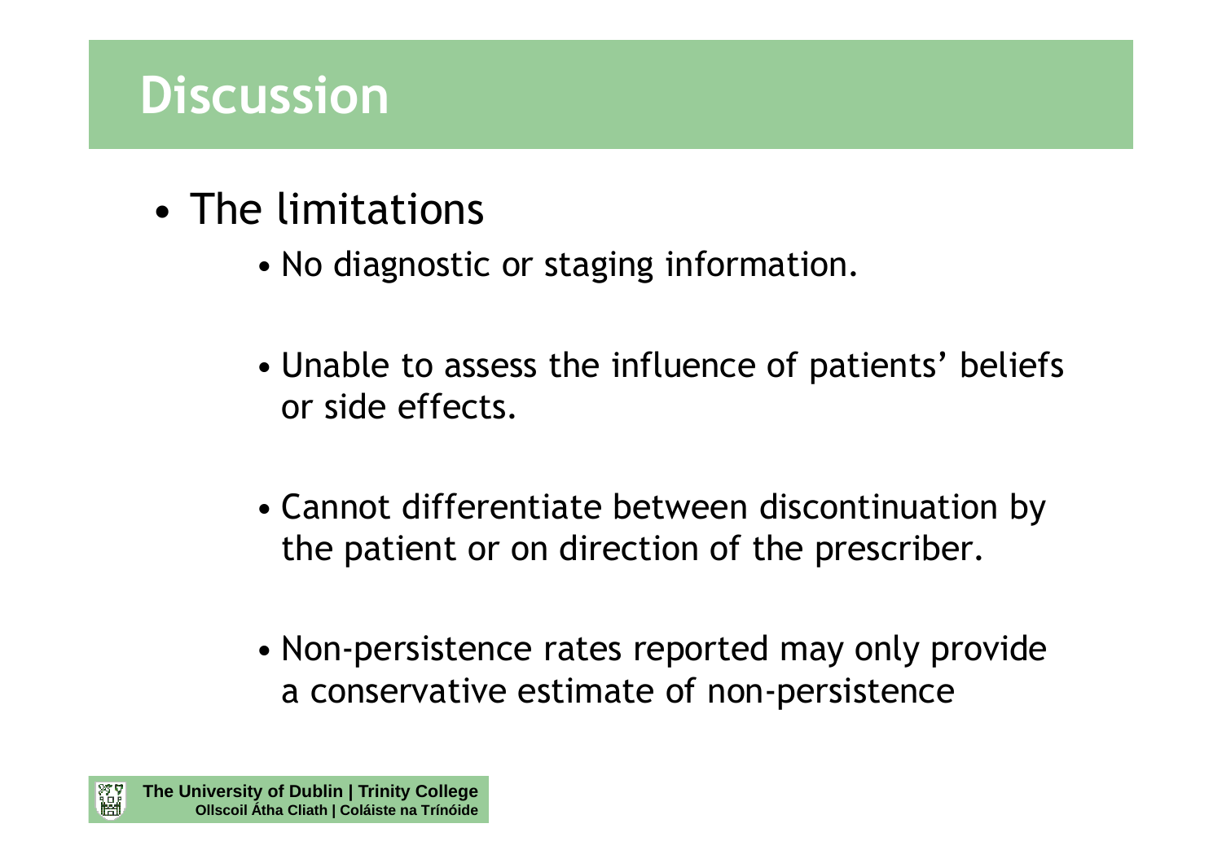# Discussion

- The limitations
  - No diagnostic or staging information.
  - Unable to assess the influence of patients' beliefs or side effects.
  - Cannot differentiate between discontinuation by the patient or on direction of the prescriber.
  - Non-persistence rates reported may only provide a conservative estimate of non-persistence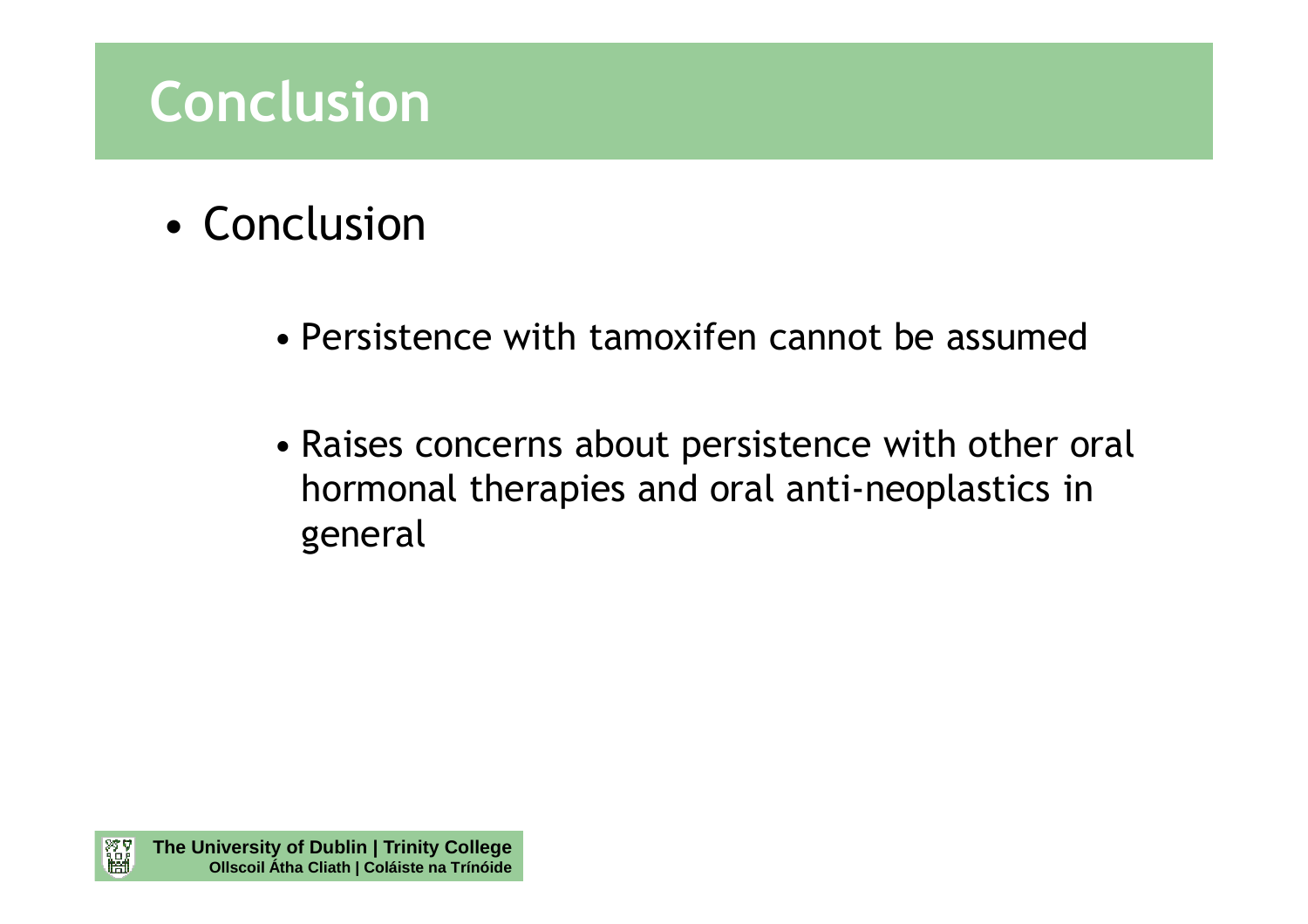# Conclusion

- Conclusion
    - Persistence with tamoxifen cannot be assumed
    - Raises concerns about persistence with other oral hormonal therapies and oral anti-neoplastics in general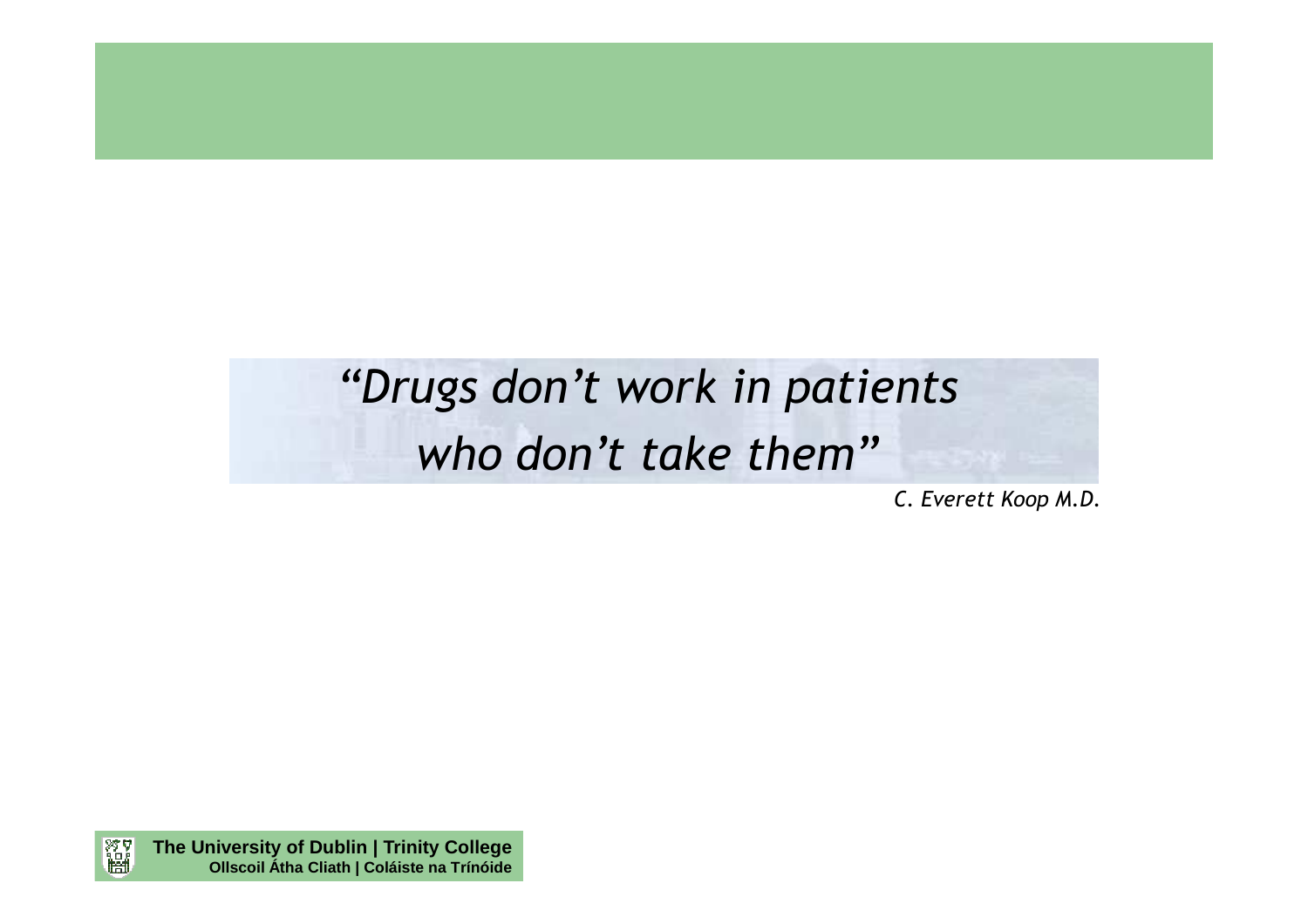*"Drugs don't work in patients who don't take them"*

*C. Everett Koop M.D.*